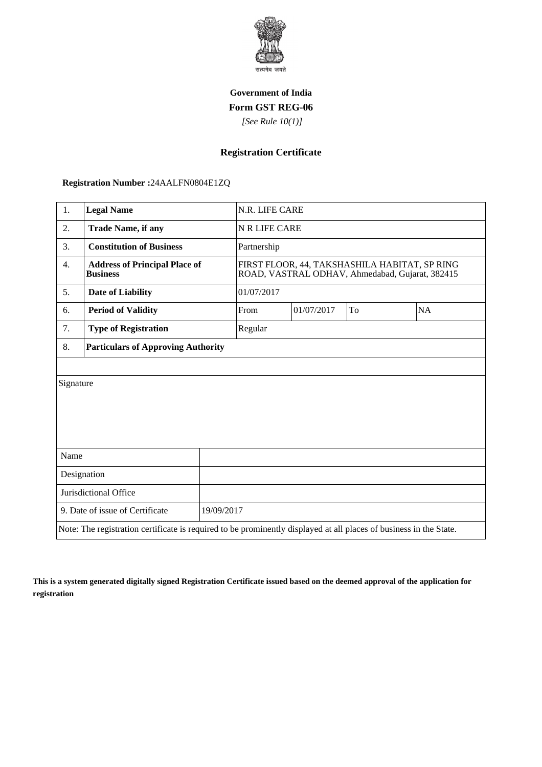सत्यमेव जयते

**Government of India**

**Form GST REG-06**

*[See Rule 10(1)]*

## Registration Certificate

**Registration Number :**24AALFN0804E1ZQ

| 1. | **Legal Name** | N.R. LIFE CARE | | | |
|---|---|---|---|---|---|
| 2. | **Trade Name, if any** | N R LIFE CARE | | | |
| 3. | **Constitution of Business** | Partnership | | | |
| 4. | **Address of Principal Place of Business** | FIRST FLOOR, 44, TAKSHASHILA HABITAT, SP RING ROAD, VASTRAL ODHAV, Ahmedabad, Gujarat, 382415 | | | |
| 5. | **Date of Liability** | 01/07/2017 | | | |
| 6. | **Period of Validity** | From | 01/07/2017 | To | NA |
| 7. | **Type of Registration** | Regular | | | |
| 8. | **Particulars of Approving Authority** | | | | |

| Signature | |
|---|---|
| Name | |
| Designation | |
| Jurisdictional Office | |
| 9. Date of issue of Certificate | 19/09/2017 |

Note: The registration certificate is required to be prominently displayed at all places of business in the State.

**This is a system generated digitally signed Registration Certificate issued based on the deemed approval of the application for registration**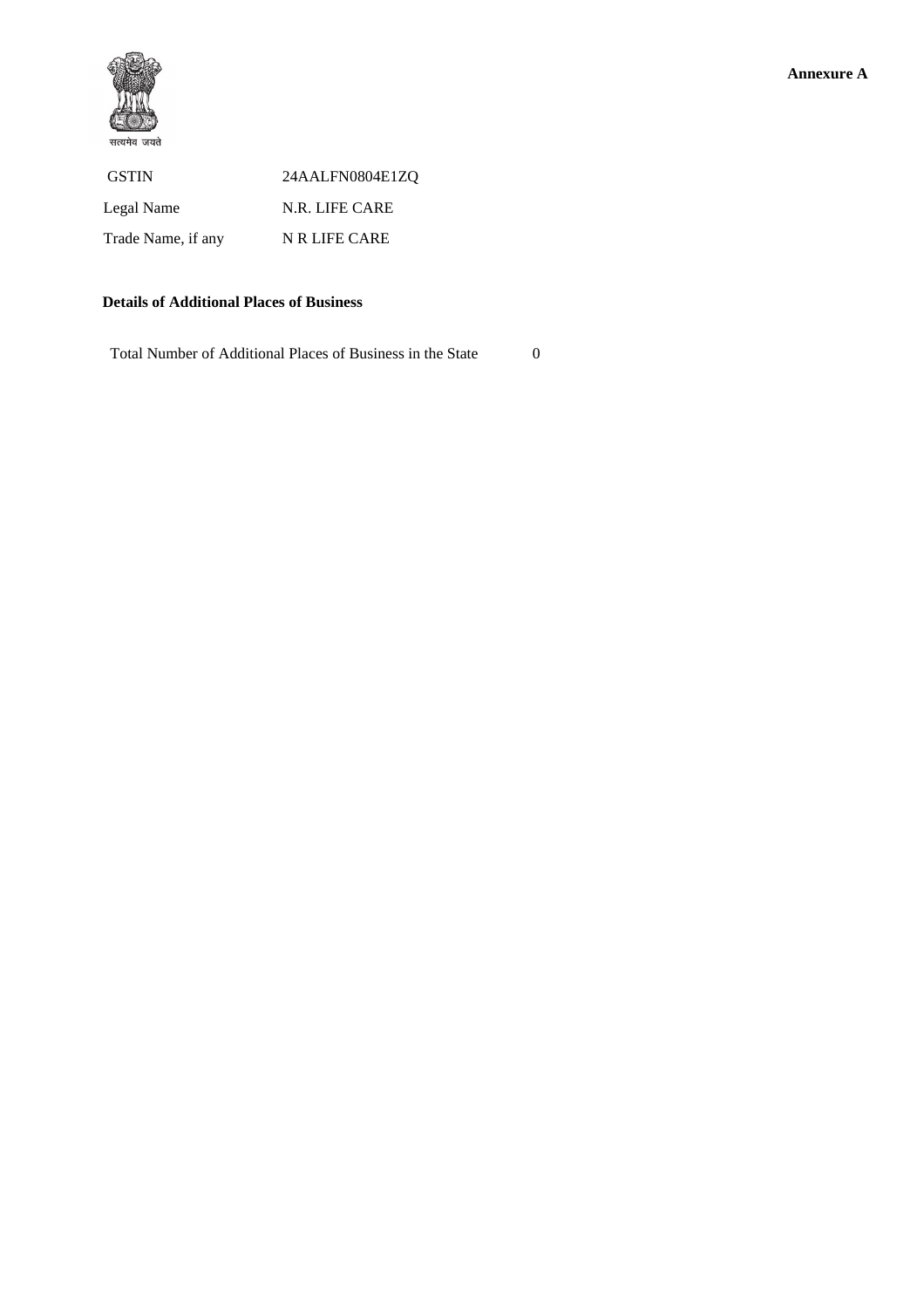सत्यमेव जयते

**Annexure A**

| | |
|---|---|
| GSTIN | 24AALFN0804E1ZQ |
| Legal Name | N.R. LIFE CARE |
| Trade Name, if any | N R LIFE CARE |

**Details of Additional Places of Business**

Total Number of Additional Places of Business in the State 0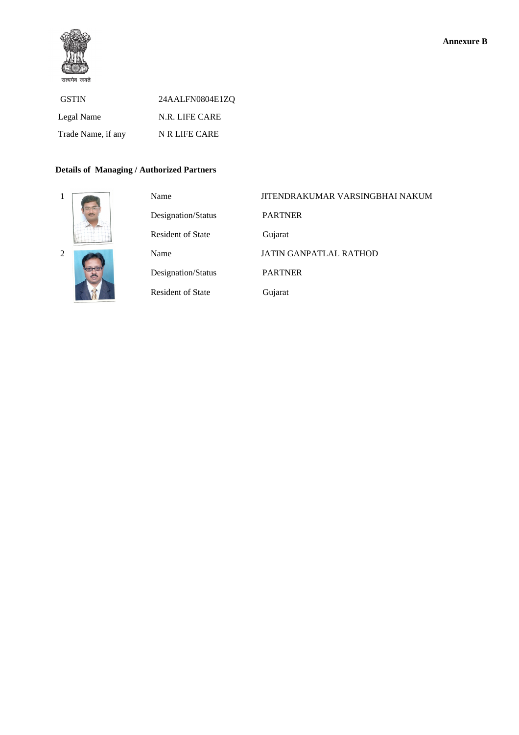Annexure B

सत्यमेव जयते

| | |
|---|---|
| GSTIN | 24AALFN0804E1ZQ |
| Legal Name | N.R. LIFE CARE |
| Trade Name, if any | N R LIFE CARE |

**Details of Managing / Authorized Partners**

| | | |
|---|---|---|
| 1 | Name | JITENDRAKUMAR VARSINGBHAI NAKUM |
| | Designation/Status | PARTNER |
| | Resident of State | Gujarat |
| 2 | Name | JATIN GANPATLAL RATHOD |
| | Designation/Status | PARTNER |
| | Resident of State | Gujarat |